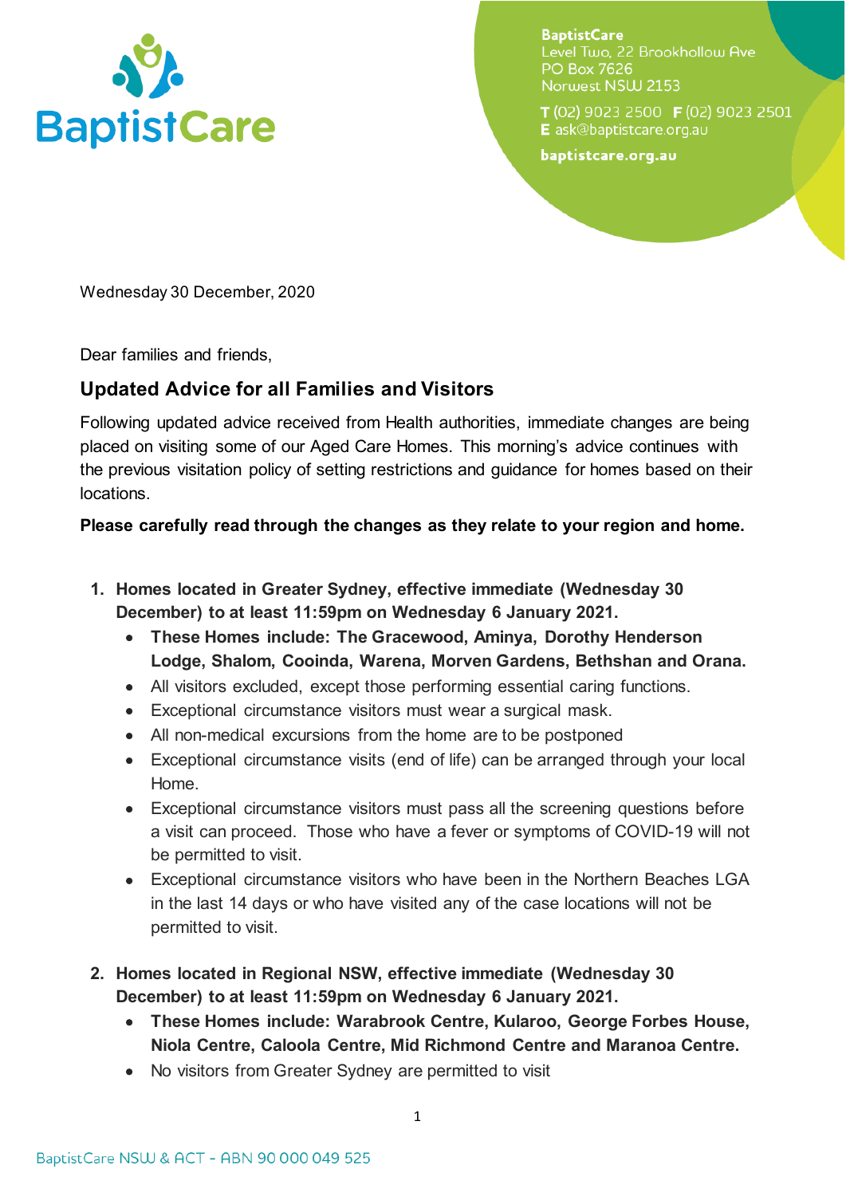BaptistCare
Level Two, 22 Brookhollow Ave
PO Box 7626
Norwest NSW 2153

**T** (02) 9023 2500 **F** (02) 9023 2501
**E** ask@baptistcare.org.au

**baptistcare.org.au**

Wednesday 30 December, 2020

Dear families and friends,

## Updated Advice for all Families and Visitors

Following updated advice received from Health authorities, immediate changes are being placed on visiting some of our Aged Care Homes. This morning's advice continues with the previous visitation policy of setting restrictions and guidance for homes based on their locations.

**Please carefully read through the changes as they relate to your region and home.**

1. **Homes located in Greater Sydney, effective immediate (Wednesday 30 December) to at least 11:59pm on Wednesday 6 January 2021.**
   - **These Homes include: The Gracewood, Aminya, Dorothy Henderson Lodge, Shalom, Cooinda, Warena, Morven Gardens, Bethshan and Orana.**
   - All visitors excluded, except those performing essential caring functions.
   - Exceptional circumstance visitors must wear a surgical mask.
   - All non-medical excursions from the home are to be postponed
   - Exceptional circumstance visits (end of life) can be arranged through your local Home.
   - Exceptional circumstance visitors must pass all the screening questions before a visit can proceed. Those who have a fever or symptoms of COVID-19 will not be permitted to visit.
   - Exceptional circumstance visitors who have been in the Northern Beaches LGA in the last 14 days or who have visited any of the case locations will not be permitted to visit.

2. **Homes located in Regional NSW, effective immediate (Wednesday 30 December) to at least 11:59pm on Wednesday 6 January 2021.**
   - **These Homes include: Warabrook Centre, Kularoo, George Forbes House, Niola Centre, Caloola Centre, Mid Richmond Centre and Maranoa Centre.**
   - No visitors from Greater Sydney are permitted to visit

BaptistCare NSW & ACT - ABN 90 000 049 525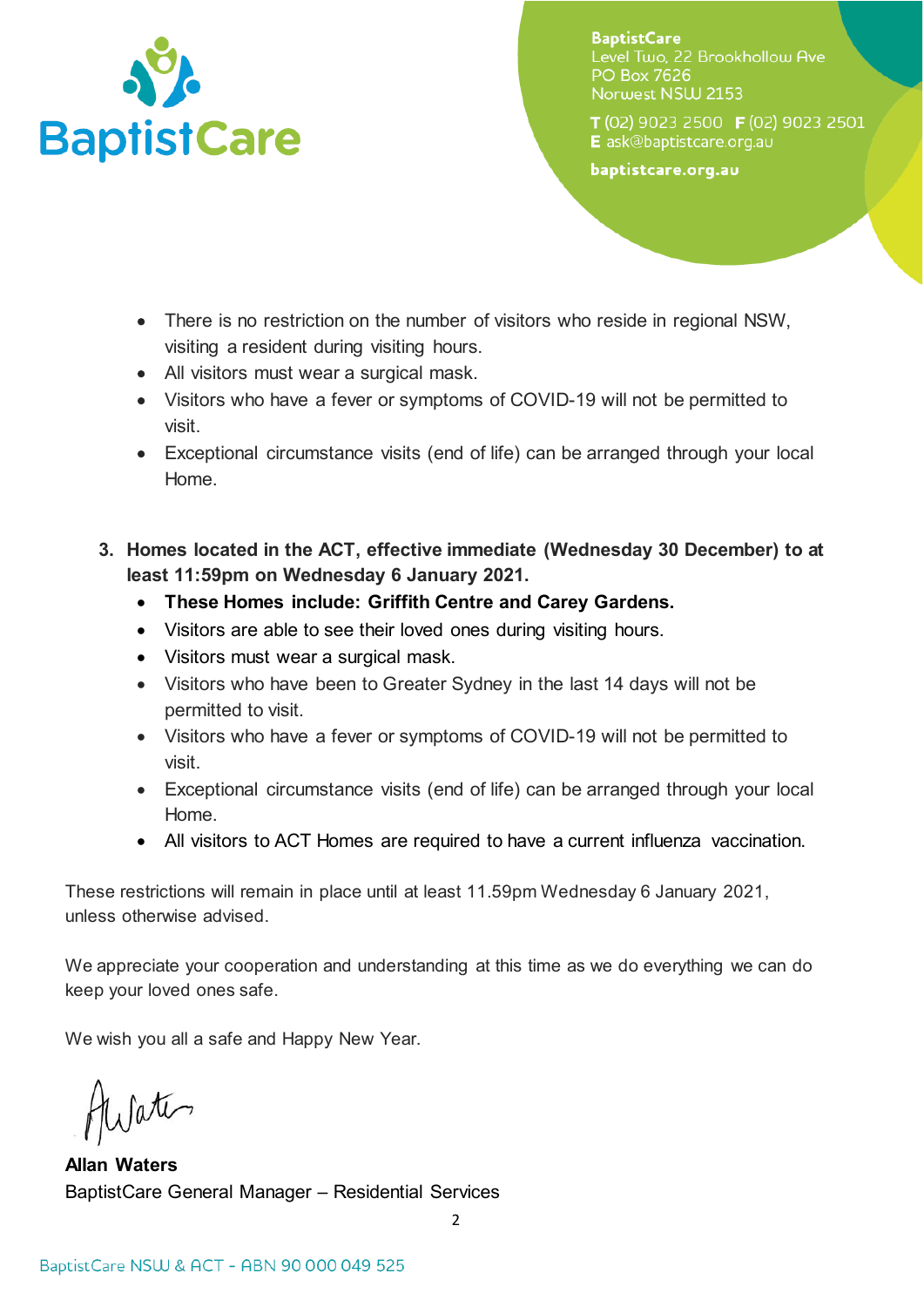- There is no restriction on the number of visitors who reside in regional NSW, visiting a resident during visiting hours.
- All visitors must wear a surgical mask.
- Visitors who have a fever or symptoms of COVID-19 will not be permitted to visit.
- Exceptional circumstance visits (end of life) can be arranged through your local Home.

3. **Homes located in the ACT, effective immediate (Wednesday 30 December) to at least 11:59pm on Wednesday 6 January 2021.**
   - **These Homes include: Griffith Centre and Carey Gardens.**
   - Visitors are able to see their loved ones during visiting hours.
   - Visitors must wear a surgical mask.
   - Visitors who have been to Greater Sydney in the last 14 days will not be permitted to visit.
   - Visitors who have a fever or symptoms of COVID-19 will not be permitted to visit.
   - Exceptional circumstance visits (end of life) can be arranged through your local Home.
   - All visitors to ACT Homes are required to have a current influenza vaccination.

These restrictions will remain in place until at least 11.59pm Wednesday 6 January 2021, unless otherwise advised.

We appreciate your cooperation and understanding at this time as we do everything we can do keep your loved ones safe.

We wish you all a safe and Happy New Year.

**Allan Waters**
BaptistCare General Manager – Residential Services